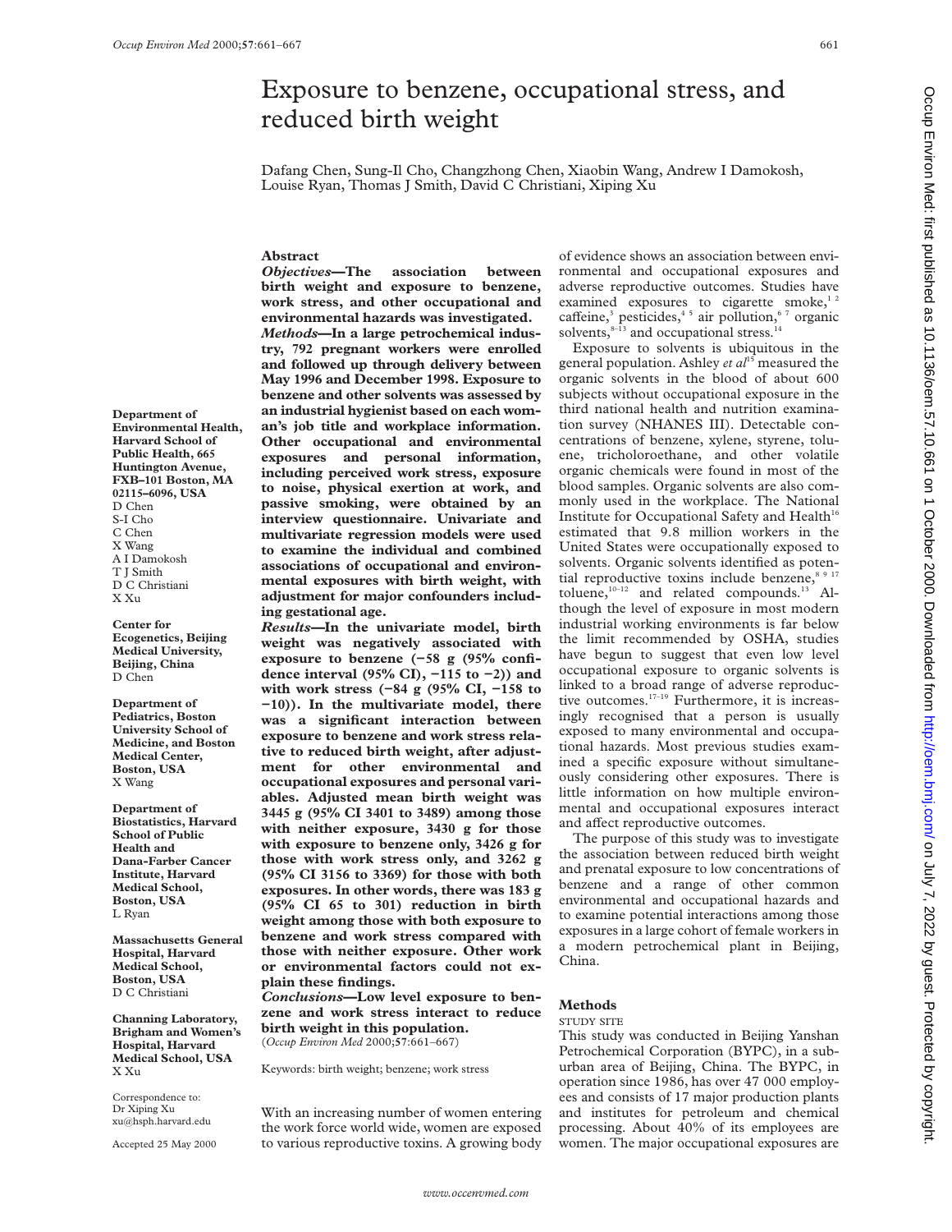# Exposure to benzene, occupational stress, and reduced birth weight

Dafang Chen, Sung-Il Cho, Changzhong Chen, Xiaobin Wang, Andrew I Damokosh, Louise Ryan, Thomas J Smith, David C Christiani, Xiping Xu

Department of Environmental Health, Harvard School of Public Health, 665 Huntington Avenue, FXB–101 Boston, MA 02115–6096, USA
D Chen
S-I Cho
C Chen
X Wang
A I Damokosh
T J Smith
D C Christiani
X Xu

Center for Ecogenetics, Beijing Medical University, Beijing, China
D Chen

Department of Pediatrics, Boston University School of Medicine, and Boston Medical Center, Boston, USA
X Wang

Department of Biostatistics, Harvard School of Public Health and Dana-Farber Cancer Institute, Harvard Medical School, Boston, USA
L Ryan

Massachusetts General Hospital, Harvard Medical School, Boston, USA
D C Christiani

Channing Laboratory, Brigham and Women's Hospital, Harvard Medical School, USA
X Xu

Correspondence to: Dr Xiping Xu xu@hsph.harvard.edu

Accepted 25 May 2000

## Abstract

***Objectives*—The association between birth weight and exposure to benzene, work stress, and other occupational and environmental hazards was investigated.**

***Methods*—In a large petrochemical industry, 792 pregnant workers were enrolled and followed up through delivery between May 1996 and December 1998. Exposure to benzene and other solvents was assessed by an industrial hygienist based on each woman's job title and workplace information. Other occupational and environmental exposures and personal information, including perceived work stress, exposure to noise, physical exertion at work, and passive smoking, were obtained by an interview questionnaire. Univariate and multivariate regression models were used to examine the individual and combined associations of occupational and environmental exposures with birth weight, with adjustment for major confounders including gestational age.**

***Results*—In the univariate model, birth weight was negatively associated with exposure to benzene (−58 g (95% confidence interval (95% CI), −115 to −2)) and with work stress (−84 g (95% CI, −158 to −10)). In the multivariate model, there was a significant interaction between exposure to benzene and work stress relative to reduced birth weight, after adjustment for other environmental and occupational exposures and personal variables. Adjusted mean birth weight was 3445 g (95% CI 3401 to 3489) among those with neither exposure, 3430 g for those with exposure to benzene only, 3426 g for those with work stress only, and 3262 g (95% CI 3156 to 3369) for those with both exposures. In other words, there was 183 g (95% CI 65 to 301) reduction in birth weight among those with both exposure to benzene and work stress compared with those with neither exposure. Other work or environmental factors could not explain these findings.**

***Conclusions*—Low level exposure to benzene and work stress interact to reduce birth weight in this population.**

Keywords: birth weight; benzene; work stress

With an increasing number of women entering the work force world wide, women are exposed to various reproductive toxins. A growing body of evidence shows an association between environmental and occupational exposures and adverse reproductive outcomes. Studies have examined exposures to cigarette smoke,[1 2] caffeine,[3] pesticides,[4 5] air pollution,[6 7] organic solvents,[8–13] and occupational stress.[14]

Exposure to solvents is ubiquitous in the general population. Ashley *et al*[15] measured the organic solvents in the blood of about 600 subjects without occupational exposure in the third national health and nutrition examination survey (NHANES III). Detectable concentrations of benzene, xylene, styrene, toluene, tricholoroethane, and other volatile organic chemicals were found in most of the blood samples. Organic solvents are also commonly used in the workplace. The National Institute for Occupational Safety and Health[16] estimated that 9.8 million workers in the United States were occupationally exposed to solvents. Organic solvents identified as potential reproductive toxins include benzene,[8 9 17] toluene,[10–12] and related compounds.[13] Although the level of exposure in most modern industrial working environments is far below the limit recommended by OSHA, studies have begun to suggest that even low level occupational exposure to organic solvents is linked to a broad range of adverse reproductive outcomes.[17–19] Furthermore, it is increasingly recognised that a person is usually exposed to many environmental and occupational hazards. Most previous studies examined a specific exposure without simultaneously considering other exposures. There is little information on how multiple environmental and occupational exposures interact and affect reproductive outcomes.

The purpose of this study was to investigate the association between reduced birth weight and prenatal exposure to low concentrations of benzene and a range of other common environmental and occupational hazards and to examine potential interactions among those exposures in a large cohort of female workers in a modern petrochemical plant in Beijing, China.

## Methods

### STUDY SITE

This study was conducted in Beijing Yanshan Petrochemical Corporation (BYPC), in a suburban area of Beijing, China. The BYPC, in operation since 1986, has over 47 000 employees and consists of 17 major production plants and institutes for petroleum and chemical processing. About 40% of its employees are women. The major occupational exposures are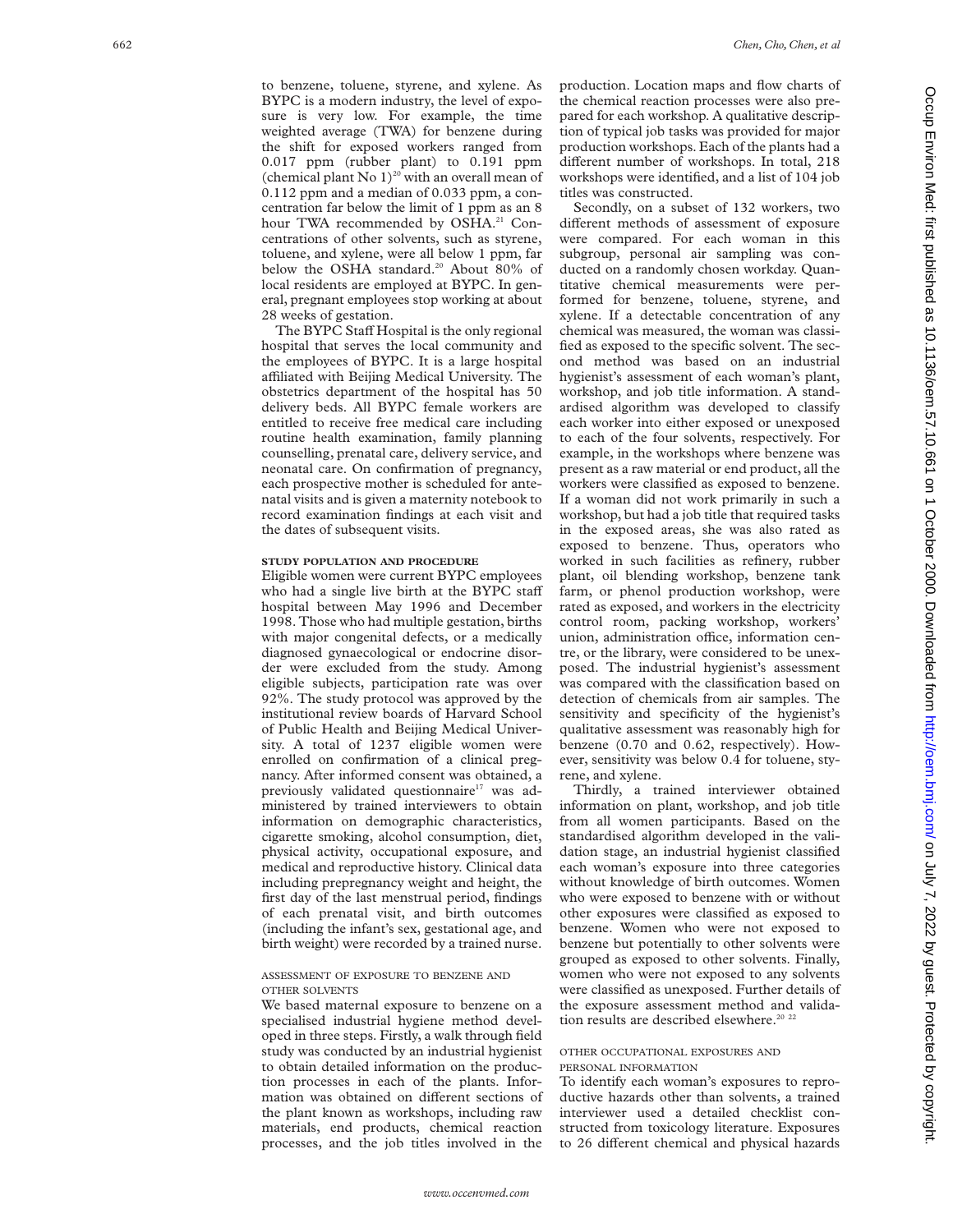to benzene, toluene, styrene, and xylene. As BYPC is a modern industry, the level of exposure is very low. For example, the time weighted average (TWA) for benzene during the shift for exposed workers ranged from 0.017 ppm (rubber plant) to 0.191 ppm (chemical plant No 1)[20] with an overall mean of 0.112 ppm and a median of 0.033 ppm, a concentration far below the limit of 1 ppm as an 8 hour TWA recommended by OSHA.[21] Concentrations of other solvents, such as styrene, toluene, and xylene, were all below 1 ppm, far below the OSHA standard.[20] About 80% of local residents are employed at BYPC. In general, pregnant employees stop working at about 28 weeks of gestation.

The BYPC Staff Hospital is the only regional hospital that serves the local community and the employees of BYPC. It is a large hospital affiliated with Beijing Medical University. The obstetrics department of the hospital has 50 delivery beds. All BYPC female workers are entitled to receive free medical care including routine health examination, family planning counselling, prenatal care, delivery service, and neonatal care. On confirmation of pregnancy, each prospective mother is scheduled for antenatal visits and is given a maternity notebook to record examination findings at each visit and the dates of subsequent visits.

### STUDY POPULATION AND PROCEDURE

Eligible women were current BYPC employees who had a single live birth at the BYPC staff hospital between May 1996 and December 1998. Those who had multiple gestation, births with major congenital defects, or a medically diagnosed gynaecological or endocrine disorder were excluded from the study. Among eligible subjects, participation rate was over 92%. The study protocol was approved by the institutional review boards of Harvard School of Public Health and Beijing Medical University. A total of 1237 eligible women were enrolled on confirmation of a clinical pregnancy. After informed consent was obtained, a previously validated questionnaire[17] was administered by trained interviewers to obtain information on demographic characteristics, cigarette smoking, alcohol consumption, diet, physical activity, occupational exposure, and medical and reproductive history. Clinical data including prepregnancy weight and height, the first day of the last menstrual period, findings of each prenatal visit, and birth outcomes (including the infant's sex, gestational age, and birth weight) were recorded by a trained nurse.

#### ASSESSMENT OF EXPOSURE TO BENZENE AND OTHER SOLVENTS

We based maternal exposure to benzene on a specialised industrial hygiene method developed in three steps. Firstly, a walk through field study was conducted by an industrial hygienist to obtain detailed information on the production processes in each of the plants. Information was obtained on different sections of the plant known as workshops, including raw materials, end products, chemical reaction processes, and the job titles involved in the production. Location maps and flow charts of the chemical reaction processes were also prepared for each workshop. A qualitative description of typical job tasks was provided for major production workshops. Each of the plants had a different number of workshops. In total, 218 workshops were identified, and a list of 104 job titles was constructed.

Secondly, on a subset of 132 workers, two different methods of assessment of exposure were compared. For each woman in this subgroup, personal air sampling was conducted on a randomly chosen workday. Quantitative chemical measurements were performed for benzene, toluene, styrene, and xylene. If a detectable concentration of any chemical was measured, the woman was classified as exposed to the specific solvent. The second method was based on an industrial hygienist's assessment of each woman's plant, workshop, and job title information. A standardised algorithm was developed to classify each worker into either exposed or unexposed to each of the four solvents, respectively. For example, in the workshops where benzene was present as a raw material or end product, all the workers were classified as exposed to benzene. If a woman did not work primarily in such a workshop, but had a job title that required tasks in the exposed areas, she was also rated as exposed to benzene. Thus, operators who worked in such facilities as refinery, rubber plant, oil blending workshop, benzene tank farm, or phenol production workshop, were rated as exposed, and workers in the electricity control room, packing workshop, workers' union, administration office, information centre, or the library, were considered to be unexposed. The industrial hygienist's assessment was compared with the classification based on detection of chemicals from air samples. The sensitivity and specificity of the hygienist's qualitative assessment was reasonably high for benzene (0.70 and 0.62, respectively). However, sensitivity was below 0.4 for toluene, styrene, and xylene.

Thirdly, a trained interviewer obtained information on plant, workshop, and job title from all women participants. Based on the standardised algorithm developed in the validation stage, an industrial hygienist classified each woman's exposure into three categories without knowledge of birth outcomes. Women who were exposed to benzene with or without other exposures were classified as exposed to benzene. Women who were not exposed to benzene but potentially to other solvents were grouped as exposed to other solvents. Finally, women who were not exposed to any solvents were classified as unexposed. Further details of the exposure assessment method and validation results are described elsewhere.[20,22]

#### OTHER OCCUPATIONAL EXPOSURES AND PERSONAL INFORMATION

To identify each woman's exposures to reproductive hazards other than solvents, a trained interviewer used a detailed checklist constructed from toxicology literature. Exposures to 26 different chemical and physical hazards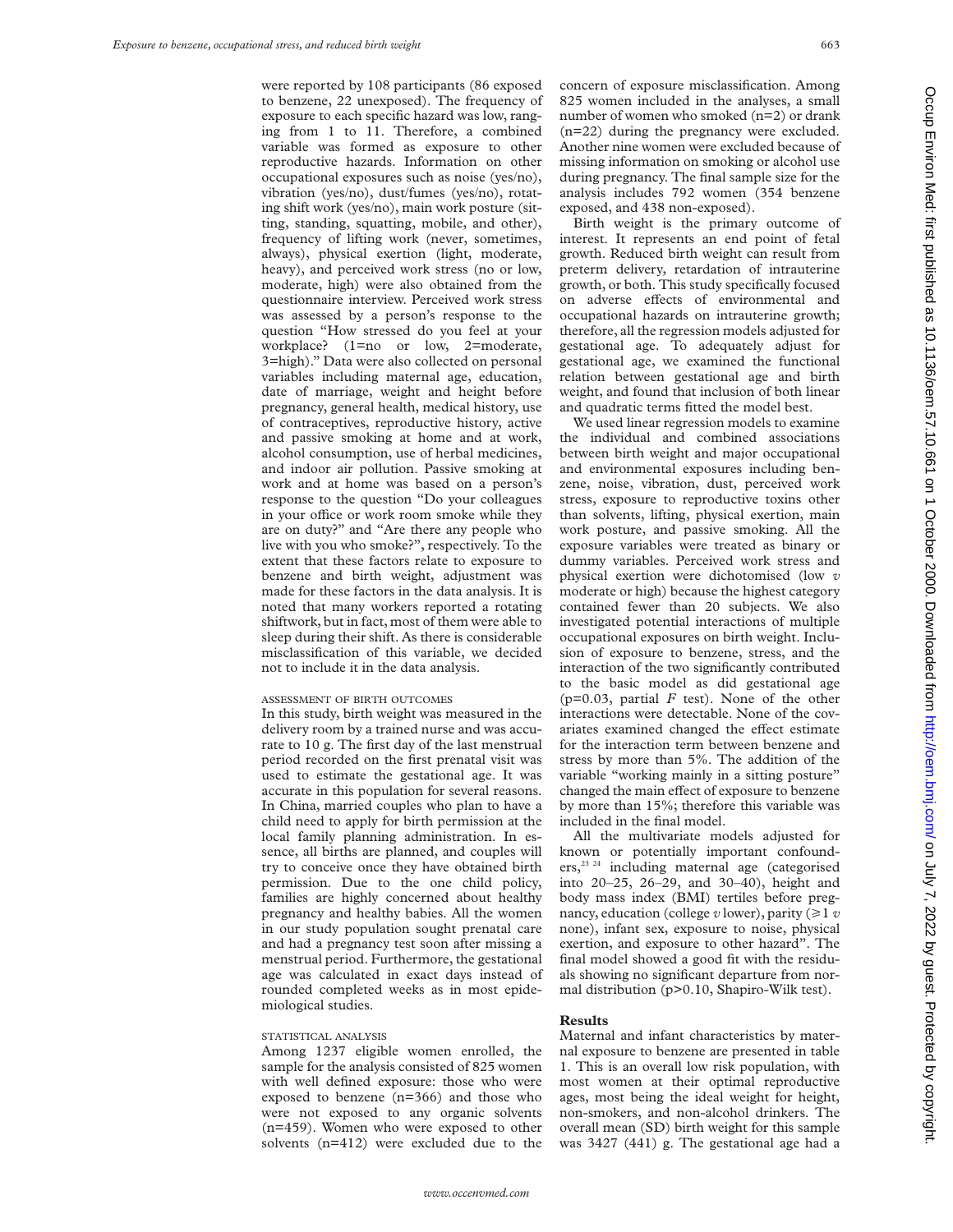were reported by 108 participants (86 exposed to benzene, 22 unexposed). The frequency of exposure to each specific hazard was low, ranging from 1 to 11. Therefore, a combined variable was formed as exposure to other reproductive hazards. Information on other occupational exposures such as noise (yes/no), vibration (yes/no), dust/fumes (yes/no), rotating shift work (yes/no), main work posture (sitting, standing, squatting, mobile, and other), frequency of lifting work (never, sometimes, always), physical exertion (light, moderate, heavy), and perceived work stress (no or low, moderate, high) were also obtained from the questionnaire interview. Perceived work stress was assessed by a person's response to the question "How stressed do you feel at your workplace? (1=no or low, 2=moderate, 3=high)." Data were also collected on personal variables including maternal age, education, date of marriage, weight and height before pregnancy, general health, medical history, use of contraceptives, reproductive history, active and passive smoking at home and at work, alcohol consumption, use of herbal medicines, and indoor air pollution. Passive smoking at work and at home was based on a person's response to the question "Do your colleagues in your office or work room smoke while they are on duty?" and "Are there any people who live with you who smoke?", respectively. To the extent that these factors relate to exposure to benzene and birth weight, adjustment was made for these factors in the data analysis. It is noted that many workers reported a rotating shiftwork, but in fact, most of them were able to sleep during their shift. As there is considerable misclassification of this variable, we decided not to include it in the data analysis.

### ASSESSMENT OF BIRTH OUTCOMES

In this study, birth weight was measured in the delivery room by a trained nurse and was accurate to 10 g. The first day of the last menstrual period recorded on the first prenatal visit was used to estimate the gestational age. It was accurate in this population for several reasons. In China, married couples who plan to have a child need to apply for birth permission at the local family planning administration. In essence, all births are planned, and couples will try to conceive once they have obtained birth permission. Due to the one child policy, families are highly concerned about healthy pregnancy and healthy babies. All the women in our study population sought prenatal care and had a pregnancy test soon after missing a menstrual period. Furthermore, the gestational age was calculated in exact days instead of rounded completed weeks as in most epidemiological studies.

### STATISTICAL ANALYSIS

Among 1237 eligible women enrolled, the sample for the analysis consisted of 825 women with well defined exposure: those who were exposed to benzene (n=366) and those who were not exposed to any organic solvents (n=459). Women who were exposed to other solvents (n=412) were excluded due to the concern of exposure misclassification. Among 825 women included in the analyses, a small number of women who smoked (n=2) or drank (n=22) during the pregnancy were excluded. Another nine women were excluded because of missing information on smoking or alcohol use during pregnancy. The final sample size for the analysis includes 792 women (354 benzene exposed, and 438 non-exposed).

Birth weight is the primary outcome of interest. It represents an end point of fetal growth. Reduced birth weight can result from preterm delivery, retardation of intrauterine growth, or both. This study specifically focused on adverse effects of environmental and occupational hazards on intrauterine growth; therefore, all the regression models adjusted for gestational age. To adequately adjust for gestational age, we examined the functional relation between gestational age and birth weight, and found that inclusion of both linear and quadratic terms fitted the model best.

We used linear regression models to examine the individual and combined associations between birth weight and major occupational and environmental exposures including benzene, noise, vibration, dust, perceived work stress, exposure to reproductive toxins other than solvents, lifting, physical exertion, main work posture, and passive smoking. All the exposure variables were treated as binary or dummy variables. Perceived work stress and physical exertion were dichotomised (low *v* moderate or high) because the highest category contained fewer than 20 subjects. We also investigated potential interactions of multiple occupational exposures on birth weight. Inclusion of exposure to benzene, stress, and the interaction of the two significantly contributed to the basic model as did gestational age (p=0.03, partial *F* test). None of the other interactions were detectable. None of the covariates examined changed the effect estimate for the interaction term between benzene and stress by more than 5%. The addition of the variable "working mainly in a sitting posture" changed the main effect of exposure to benzene by more than 15%; therefore this variable was included in the final model.

All the multivariate models adjusted for known or potentially important confounders,[23 24] including maternal age (categorised into 20–25, 26–29, and 30–40), height and body mass index (BMI) tertiles before pregnancy, education (college *v* lower), parity (≥1 *v* none), infant sex, exposure to noise, physical exertion, and exposure to other hazard". The final model showed a good fit with the residuals showing no significant departure from normal distribution (p>0.10, Shapiro-Wilk test).

## Results

Maternal and infant characteristics by maternal exposure to benzene are presented in table 1. This is an overall low risk population, with most women at their optimal reproductive ages, most being the ideal weight for height, non-smokers, and non-alcohol drinkers. The overall mean (SD) birth weight for this sample was 3427 (441) g. The gestational age had a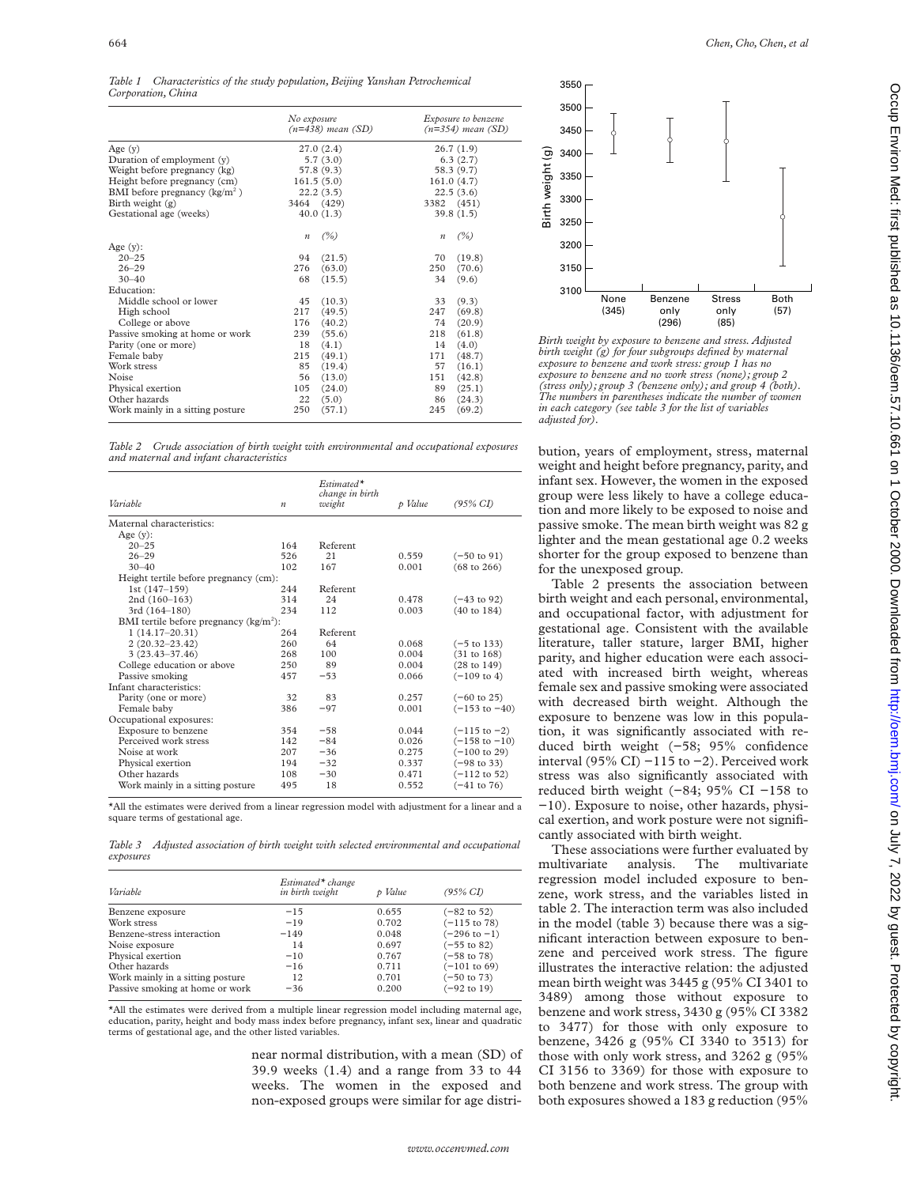*Table 1 Characteristics of the study population, Beijing Yanshan Petrochemical Corporation, China*

| | No exposure (n=438) mean (SD) | | Exposure to benzene (n=354) mean (SD) | |
|---|---|---|---|---|
| Age (y) | 27.0 (2.4) | | 26.7 (1.9) | |
| Duration of employment (y) | 5.7 (3.0) | | 6.3 (2.7) | |
| Weight before pregnancy (kg) | 57.8 (9.3) | | 58.3 (9.7) | |
| Height before pregnancy (cm) | 161.5 (5.0) | | 161.0 (4.7) | |
| BMI before pregnancy (kg/m$^2$) | 22.2 (3.5) | | 22.5 (3.6) | |
| Birth weight (g) | 3464 (429) | | 3382 (451) | |
| Gestational age (weeks) | 40.0 (1.3) | | 39.8 (1.5) | |
| | n | (%) | n | (%) |
| Age (y): | | | | |
| 20–25 | 94 | (21.5) | 70 | (19.8) |
| 26–29 | 276 | (63.0) | 250 | (70.6) |
| 30–40 | 68 | (15.5) | 34 | (9.6) |
| Education: | | | | |
| Middle school or lower | 45 | (10.3) | 33 | (9.3) |
| High school | 217 | (49.5) | 247 | (69.8) |
| College or above | 176 | (40.2) | 74 | (20.9) |
| Passive smoking at home or work | 239 | (55.6) | 218 | (61.8) |
| Parity (one or more) | 18 | (4.1) | 14 | (4.0) |
| Female baby | 215 | (49.1) | 171 | (48.7) |
| Work stress | 85 | (19.4) | 57 | (16.1) |
| Noise | 56 | (13.0) | 151 | (42.8) |
| Physical exertion | 105 | (24.0) | 89 | (25.1) |
| Other hazards | 22 | (5.0) | 86 | (24.3) |
| Work mainly in a sitting posture | 250 | (57.1) | 245 | (69.2) |

*Table 2 Crude association of birth weight with environmental and occupational exposures and maternal and infant characteristics*

| Variable | n | Estimated* change in birth weight | p Value | (95% CI) |
|---|---|---|---|---|
| Maternal characteristics: | | | | |
| Age (y): | | | | |
| 20–25 | 164 | Referent | | |
| 26–29 | 526 | 21 | 0.559 | (−50 to 91) |
| 30–40 | 102 | 167 | 0.001 | (68 to 266) |
| Height tertile before pregnancy (cm): | | | | |
| 1st (147–159) | 244 | Referent | | |
| 2nd (160–163) | 314 | 24 | 0.478 | (−43 to 92) |
| 3rd (164–180) | 234 | 112 | 0.003 | (40 to 184) |
| BMI tertile before pregnancy (kg/m$^2$): | | | | |
| 1 (14.17–20.31) | 264 | Referent | | |
| 2 (20.32–23.42) | 260 | 64 | 0.068 | (−5 to 133) |
| 3 (23.43–37.46) | 268 | 100 | 0.004 | (31 to 168) |
| College education or above | 250 | 89 | 0.004 | (28 to 149) |
| Passive smoking | 457 | −53 | 0.066 | (−109 to 4) |
| Infant characteristics: | | | | |
| Parity (one or more) | 32 | 83 | 0.257 | (−60 to 25) |
| Female baby | 386 | −97 | 0.001 | (−153 to −40) |
| Occupational exposures: | | | | |
| Exposure to benzene | 354 | −58 | 0.044 | (−115 to −2) |
| Perceived work stress | 142 | −84 | 0.026 | (−158 to −10) |
| Noise at work | 207 | −36 | 0.275 | (−100 to 29) |
| Physical exertion | 194 | −32 | 0.337 | (−98 to 33) |
| Other hazards | 108 | −30 | 0.471 | (−112 to 52) |
| Work mainly in a sitting posture | 495 | 18 | 0.552 | (−41 to 76) |

*All the estimates were derived from a linear regression model with adjustment for a linear and a square terms of gestational age.

*Table 3 Adjusted association of birth weight with selected environmental and occupational exposures*

| Variable | Estimated* change in birth weight | p Value | (95% CI) |
|---|---|---|---|
| Benzene exposure | −15 | 0.655 | (−82 to 52) |
| Work stress | −19 | 0.702 | (−115 to 78) |
| Benzene-stress interaction | −149 | 0.048 | (−296 to −1) |
| Noise exposure | 14 | 0.697 | (−55 to 82) |
| Physical exertion | −10 | 0.767 | (−58 to 78) |
| Other hazards | −16 | 0.711 | (−101 to 69) |
| Work mainly in a sitting posture | 12 | 0.701 | (−50 to 73) |
| Passive smoking at home or work | −36 | 0.200 | (−92 to 19) |

*All the estimates were derived from a multiple linear regression model including maternal age, education, parity, height and body mass index before pregnancy, infant sex, linear and quadratic terms of gestational age, and the other listed variables.

near normal distribution, with a mean (SD) of 39.9 weeks (1.4) and a range from 33 to 44 weeks. The women in the exposed and non-exposed groups were similar for age distribution, years of employment, stress, maternal weight and height before pregnancy, parity, and infant sex. However, the women in the exposed group were less likely to have a college education and more likely to be exposed to noise and passive smoke. The mean birth weight was 82 g lighter and the mean gestational age 0.2 weeks shorter for the group exposed to benzene than for the unexposed group.

*Birth weight by exposure to benzene and stress. Adjusted birth weight (g) for four subgroups defined by maternal exposure to benzene and work stress: group 1 has no exposure to benzene and no work stress (none); group 2 (stress only); group 3 (benzene only); and group 4 (both). The numbers in parentheses indicate the number of women in each category (see table 3 for the list of variables adjusted for).*

Table 2 presents the association between birth weight and each personal, environmental, and occupational factor, with adjustment for gestational age. Consistent with the available literature, taller stature, larger BMI, higher parity, and higher education were each associated with increased birth weight, whereas female sex and passive smoking were associated with decreased birth weight. Although the exposure to benzene was low in this population, it was significantly associated with reduced birth weight (−58; 95% confidence interval (95% CI) −115 to −2). Perceived work stress was also significantly associated with reduced birth weight (−84; 95% CI −158 to −10). Exposure to noise, other hazards, physical exertion, and work posture were not significantly associated with birth weight.

These associations were further evaluated by multivariate analysis. The multivariate regression model included exposure to benzene, work stress, and the variables listed in table 2. The interaction term was also included in the model (table 3) because there was a significant interaction between exposure to benzene and perceived work stress. The figure illustrates the interactive relation: the adjusted mean birth weight was 3445 g (95% CI 3401 to 3489) among those without exposure to benzene and work stress, 3430 g (95% CI 3382 to 3477) for those with only exposure to benzene, 3426 g (95% CI 3340 to 3513) for those with only work stress, and 3262 g (95% CI 3156 to 3369) for those with exposure to both benzene and work stress. The group with both exposures showed a 183 g reduction (95%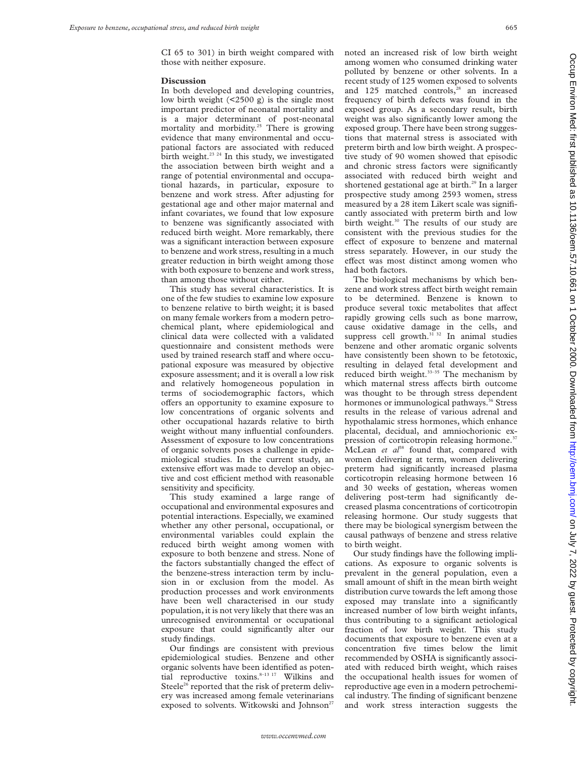CI 65 to 301) in birth weight compared with those with neither exposure.

## Discussion

In both developed and developing countries, low birth weight (<2500 g) is the single most important predictor of neonatal mortality and is a major determinant of post-neonatal mortality and morbidity.[25] There is growing evidence that many environmental and occupational factors are associated with reduced birth weight.[23 24] In this study, we investigated the association between birth weight and a range of potential environmental and occupational hazards, in particular, exposure to benzene and work stress. After adjusting for gestational age and other major maternal and infant covariates, we found that low exposure to benzene was significantly associated with reduced birth weight. More remarkably, there was a significant interaction between exposure to benzene and work stress, resulting in a much greater reduction in birth weight among those with both exposure to benzene and work stress, than among those without either.

This study has several characteristics. It is one of the few studies to examine low exposure to benzene relative to birth weight; it is based on many female workers from a modern petrochemical plant, where epidemiological and clinical data were collected with a validated questionnaire and consistent methods were used by trained research staff and where occupational exposure was measured by objective exposure assessment; and it is overall a low risk and relatively homogeneous population in terms of sociodemographic factors, which offers an opportunity to examine exposure to low concentrations of organic solvents and other occupational hazards relative to birth weight without many influential confounders. Assessment of exposure to low concentrations of organic solvents poses a challenge in epidemiological studies. In the current study, an extensive effort was made to develop an objective and cost efficient method with reasonable sensitivity and specificity.

This study examined a large range of occupational and environmental exposures and potential interactions. Especially, we examined whether any other personal, occupational, or environmental variables could explain the reduced birth weight among women with exposure to both benzene and stress. None of the factors substantially changed the effect of the benzene-stress interaction term by inclusion in or exclusion from the model. As production processes and work environments have been well characterised in our study population, it is not very likely that there was an unrecognised environmental or occupational exposure that could significantly alter our study findings.

Our findings are consistent with previous epidemiological studies. Benzene and other organic solvents have been identified as potential reproductive toxins.[8–13 17] Wilkins and Steele[26] reported that the risk of preterm delivery was increased among female veterinarians exposed to solvents. Witkowski and Johnson[27] noted an increased risk of low birth weight among women who consumed drinking water polluted by benzene or other solvents. In a recent study of 125 women exposed to solvents and 125 matched controls,[28] an increased frequency of birth defects was found in the exposed group. As a secondary result, birth weight was also significantly lower among the exposed group. There have been strong suggestions that maternal stress is associated with preterm birth and low birth weight. A prospective study of 90 women showed that episodic and chronic stress factors were significantly associated with reduced birth weight and shortened gestational age at birth.[29] In a larger prospective study among 2593 women, stress measured by a 28 item Likert scale was significantly associated with preterm birth and low birth weight.[30] The results of our study are consistent with the previous studies for the effect of exposure to benzene and maternal stress separately. However, in our study the effect was most distinct among women who had both factors.

The biological mechanisms by which benzene and work stress affect birth weight remain to be determined. Benzene is known to produce several toxic metabolites that affect rapidly growing cells such as bone marrow, cause oxidative damage in the cells, and suppress cell growth.[31 32] In animal studies benzene and other aromatic organic solvents have consistently been shown to be fetotoxic, resulting in delayed fetal development and reduced birth weight.[33–35] The mechanism by which maternal stress affects birth outcome was thought to be through stress dependent hormones or immunological pathways.[36] Stress results in the release of various adrenal and hypothalamic stress hormones, which enhance placental, decidual, and amniochorionic expression of corticotropin releasing hormone.[37] McLean *et al*[38] found that, compared with women delivering at term, women delivering preterm had significantly increased plasma corticotropin releasing hormone between 16 and 30 weeks of gestation, whereas women delivering post-term had significantly decreased plasma concentrations of corticotropin releasing hormone. Our study suggests that there may be biological synergism between the causal pathways of benzene and stress relative to birth weight.

Our study findings have the following implications. As exposure to organic solvents is prevalent in the general population, even a small amount of shift in the mean birth weight distribution curve towards the left among those exposed may translate into a significantly increased number of low birth weight infants, thus contributing to a significant aetiological fraction of low birth weight. This study documents that exposure to benzene even at a concentration five times below the limit recommended by OSHA is significantly associated with reduced birth weight, which raises the occupational health issues for women of reproductive age even in a modern petrochemical industry. The finding of significant benzene and work stress interaction suggests the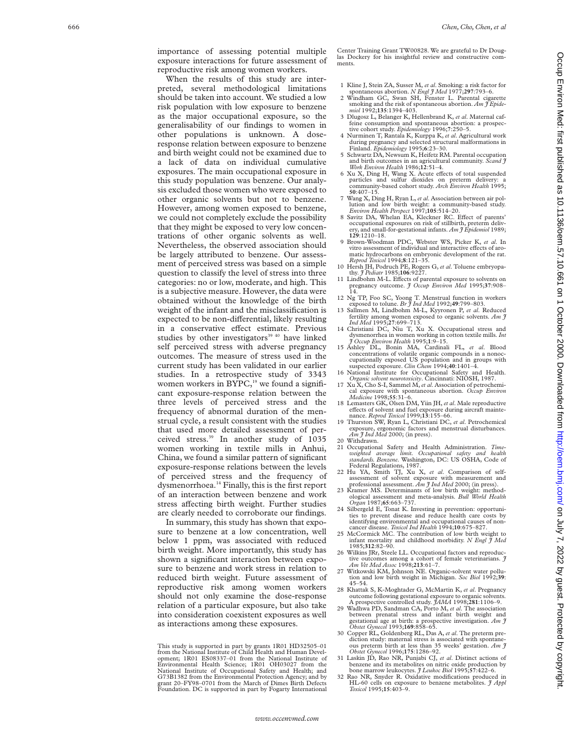importance of assessing potential multiple exposure interactions for future assessment of reproductive risk among women workers.

When the results of this study are interpreted, several methodological limitations should be taken into account. We studied a low risk population with low exposure to benzene as the major occupational exposure, so the generalisability of our findings to women in other populations is unknown. A dose-response relation between exposure to benzene and birth weight could not be examined due to a lack of data on individual cumulative exposures. The main occupational exposure in this study population was benzene. Our analysis excluded those women who were exposed to other organic solvents but not to benzene. However, among women exposed to benzene, we could not completely exclude the possibility that they might be exposed to very low concentrations of other organic solvents as well. Nevertheless, the observed association should be largely attributed to benzene. Our assessment of perceived stress was based on a simple question to classify the level of stress into three categories: no or low, moderate, and high. This is a subjective measure. However, the data were obtained without the knowledge of the birth weight of the infant and the misclassification is expected to be non-differential, likely resulting in a conservative effect estimate. Previous studies by other investigators[39 40] have linked self perceived stress with adverse pregnancy outcomes. The measure of stress used in the current study has been validated in our earlier studies. In a retrospective study of 3343 women workers in BYPC,[19] we found a significant exposure-response relation between the three levels of perceived stress and the frequency of abnormal duration of the menstrual cycle, a result consistent with the studies that used more detailed assessment of perceived stress.[39] In another study of 1035 women working in textile mills in Anhui, China, we found a similar pattern of significant exposure-response relations between the levels of perceived stress and the frequency of dysmenorrhoea.[14] Finally, this is the first report of an interaction between benzene and work stress affecting birth weight. Further studies are clearly needed to corroborate our findings.

In summary, this study has shown that exposure to benzene at a low concentration, well below 1 ppm, was associated with reduced birth weight. More importantly, this study has shown a significant interaction between exposure to benzene and work stress in relation to reduced birth weight. Future assessment of reproductive risk among women workers should not only examine the dose-response relation of a particular exposure, but also take into consideration coexistent exposures as well as interactions among these exposures.

This study is supported in part by grants 1R01 HD32505–01 from the National Institute of Child Health and Human Development; 1R01 ES08337–01 from the National Institute of Environmental Health Science; 1R01 OH03027 from the National Institute of Occupational Safety and Health; and G73B1382 from the Environmental Protection Agency; and by grant 20–FY98–0701 from the March of Dimes Birth Defects Foundation. DC is supported in part by Fogarty International Center Training Grant TW00828. We are grateful to Dr Douglas Dockery for his insightful review and constructive comments.

1 Kline J, Stein ZA, Susser M, *et al*. Smoking: a risk factor for spontaneous abortion. *N Engl J Med* 1977;**297**:793–6.
2 Windham GC, Swan SH, Fenster L. Parental cigarette smoking and the risk of spontaneous abortion. *Am J Epidemiol* 1992;**135**:1394–403.
3 Dlugosz L, Belanger K, Hellenbrand K, *et al*. Maternal caffeine consumption and spontaneous abortion: a prospective cohort study. *Epidemiology* 1996;**7**:250–5.
4 Nurminen T, Rantala K, Kurppa K, *et al*. Agricultural work during pregnancy and selected structural malformations in Finland. *Epidemiology* 1995;**6**:23–30.
5 Schwartz DA, Newsum K, Heifetz RM. Parental occupation and birth outcomes in an agricultural community. *Scand J Work Environ Health* 1986;**12**:51–4.
6 Xu X, Ding H, Wang X. Acute effects of total suspended particles and sulfur dioxides on preterm delivery: a community-based cohort study. *Arch Environ Health* 1995; **50**:407–15.
7 Wang X, Ding H, Ryan L, *et al*. Association between air pollution and low birth weight: a community-based study. *Environ Health Perspect* 1997;**105**:514–20.
8 Savitz DA, Whelan EA, Kleckner RC. Effect of parents' occupational exposures on risk of stillbirth, preterm delivery, and small-for-gestational infants. *Am J Epidemiol* 1989; **129**:1210–18.
9 Brown-Woodman PDC, Webster WS, Picker K, *et al*. In vitro assessment of individual and interactive effects of aromatic hydrocarbons on embryonic development of the rat. *Reprod Toxicol* 1994;**8**:121–35.
10 Hersh JH, Podruch PE, Rogers G, *et al*. Toluene embryopathy. *J Pediatr* 1985;**106**:9227.
11 Lindbohm M-L. Effects of parental exposure to solvents on pregnancy outcome. *J Occup Environ Med* 1995;**37**:908–14.
12 Ng TP, Foo SC, Yoong T. Menstrual function in workers exposed to tolune. *Br J Ind Med* 1992;**49**:799–803.
13 Sallmen M, Lindbohm M-L, Kyyronen P, *et al*. Reduced fertility among women exposed to organic solvents. *Am J Ind Med* 1995;**27**:699–713.
14 Christiani DC, Niu T, Xu X. Occupational stress and dysmenorrhea in women working in cotton textile mills. *Int J Occup Environ Health* 1995;**1**:9–15.
15 Ashley DL, Bonin MA, Cardinali FL, *et al*. Blood concentrations of volatile organic compounds in a nonoccupationally exposed US population and in groups with suspected exposure. *Clin Chem* 1994;**40**:1401–4.
16 National Institute for Occupational Safety and Health. *Organic solvent neurotoxicity*. Cincinnati: NIOSH, 1987.
17 Xu X, Cho S-I, Sammel M, *et al*. Association of petrochemical exposure with spontaneous abortion. *Occup Environ Medicine* 1998;**55**:31–6.
18 Lemasters GK, Olsen DM, Yiin JH, *et al*. Male reproductive effects of solvent and fuel exposure during aircraft maintenance. *Reprod Toxicol* 1999;**13**:155–66.
19 Thurston SW, Ryan L, Christiani DC, *et al*. Petrochemical exposure, ergonomic factors and menstrual disturbances. *Am J Ind Med* 2000; (in press).
20 Withdrawn.
21 Occupational Safety and Health Administration. *Time-weighted average limit. Occupational safety and health standards. Benzene*. Washington, DC: US OSHA, Code of Federal Regulations, 1987.
22 Hu YA, Smith TJ, Xu X, *et al*. Comparison of self-assessment of solvent exposure with measurement and professional assessment. *Am J Ind Med* 2000; (in press).
23 Kramer MS. Determinants of low birth weight: methodological assessment and meta-analysis. *Bull World Health Organ* 1987;**65**:663–737.
24 Silbergeld E, Tonat K. Investing in prevention: opportunities to prevent disease and reduce health care costs by identifying environmental and occupational causes of noncancer disease. *Toxicol Ind Health* 1994;**10**:675–827.
25 McCormick MC. The contribution of low birth weight to infant mortality and childhood morbidity. *N Engl J Med* 1985;**312**:82–90.
26 Wilkins JRr, Steele LL. Occupational factors and reproductive outcomes among a cohort of female veterinarians. *J Am Vet Med Assoc* 1998;**213**:61–7.
27 Witkowski KM, Johnson NE. Organic-solvent water pollution and low birth weight in Michigan. *Soc Biol* 1992;**39**: 45–54.
28 Khattak S, K-Moghtader G, McMartin K, *et al*. Pregnancy outcome following gestational exposure to organic solvents. A prospective controlled study. *JAMA* 1998;**281**:1106–9.
29 Wadhwa PD, Sandman CA, Porto M, *et al*. The association between prenatal stress and infant birth weight and gestational age at birth: a prospective investigation. *Am J Obstet Gynecol* 1993;**169**:858–65.
30 Copper RL, Goldenberg RL, Das A, *et al*. The preterm prediction study: maternal stress is associated with spontaneous preterm birth at less than 35 weeks' gestation. *Am J Obstet Gynecol* 1996;**175**:1286–92.
31 Laskin JD, Rao NR, Punjabi CJ, *et al*. Distinct actions of benzene and its metabolites on nitric oxide production by bone marrow leukocytes. *J Leukoc Biol* 1995;**57**:422–6.
32 Rao NR, Snyder R. Oxidative modifications produced in HL-60 cells on exposure to benzene metabolites. *J Appl Toxicol* 1995;**15**:403–9.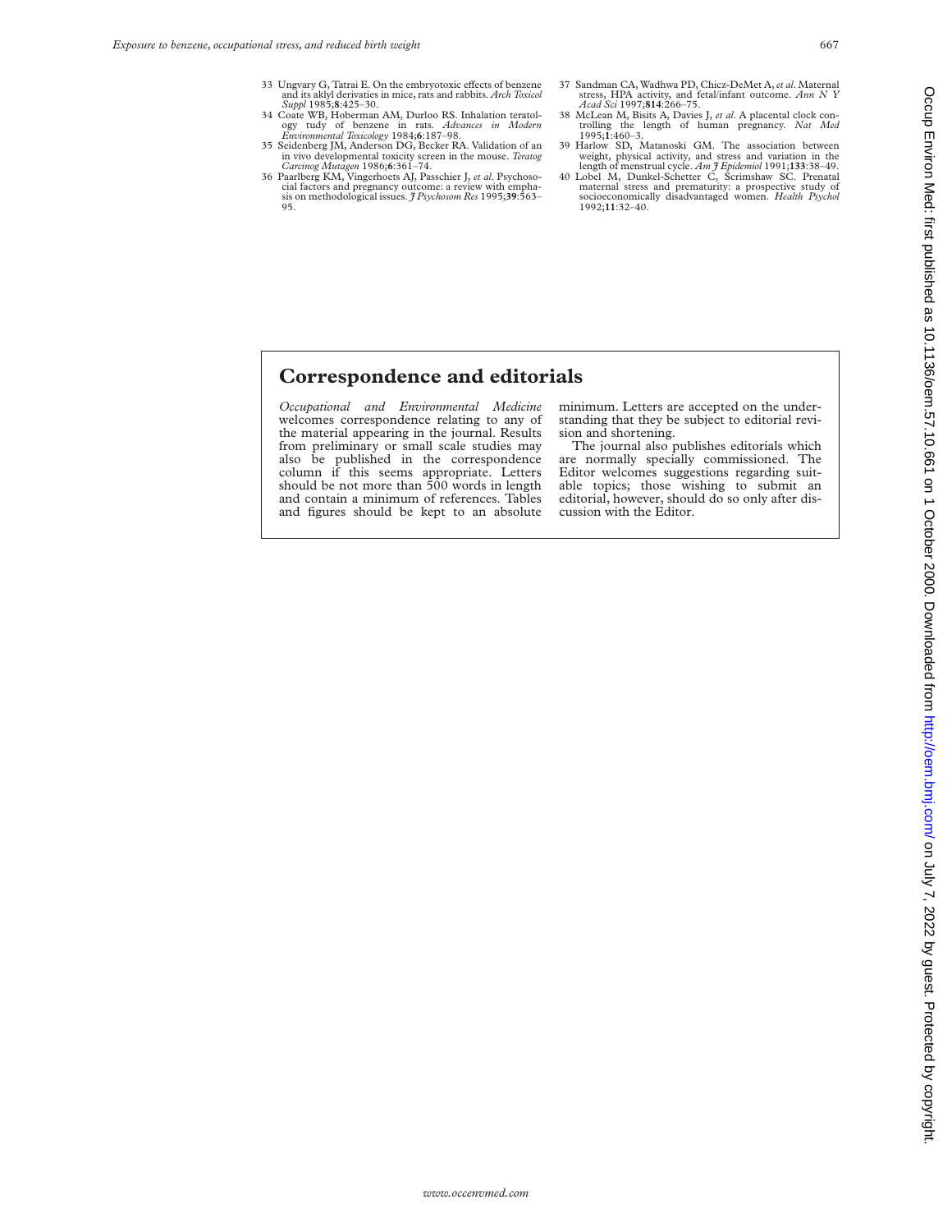33 Ungvary G, Tatrai E. On the embryotoxic effects of benzene and its aklyl derivaties in mice, rats and rabbits. *Arch Toxicol Suppl* 1985;**8**:425–30.

34 Coate WB, Hoberman AM, Durloo RS. Inhalation teratology tudy of benzene in rats. *Advances in Modern Environmental Toxicology* 1984;**6**:187–98.

35 Seidenberg JM, Anderson DG, Becker RA. Validation of an in vivo developmental toxicity screen in the mouse. *Teratog Carcinog Mutagen* 1986;**6**:361–74.

36 Paarlberg KM, Vingerhoets AJ, Passchier J, *et al*. Psychosocial factors and pregnancy outcome: a review with emphasis on methodological issues. *J Psychosom Res* 1995;**39**:563–95.

37 Sandman CA, Wadhwa PD, Chicz-DeMet A, *et al*. Maternal stress, HPA activity, and fetal/infant outcome. *Ann N Y Acad Sci* 1997;**814**:266–75.

38 McLean M, Bisits A, Davies J, *et al*. A placental clock controlling the length of human pregnancy. *Nat Med* 1995;**1**:460–3.

39 Harlow SD, Matanoski GM. The association between weight, physical activity, and stress and variation in the length of menstrual cycle. *Am J Epidemiol* 1991;**133**:38–49.

40 Lobel M, Dunkel-Schetter C, Scrimshaw SC. Prenatal maternal stress and prematurity: a prospective study of socioeconomically disadvantaged women. *Health Psychol* 1992;**11**:32–40.

## Correspondence and editorials

*Occupational and Environmental Medicine* welcomes correspondence relating to any of the material appearing in the journal. Results from preliminary or small scale studies may also be published in the correspondence column if this seems appropriate. Letters should be not more than 500 words in length and contain a minimum of references. Tables and figures should be kept to an absolute minimum. Letters are accepted on the understanding that they be subject to editorial revision and shortening.

The journal also publishes editorials which are normally specially commissioned. The Editor welcomes suggestions regarding suitable topics; those wishing to submit an editorial, however, should do so only after discussion with the Editor.